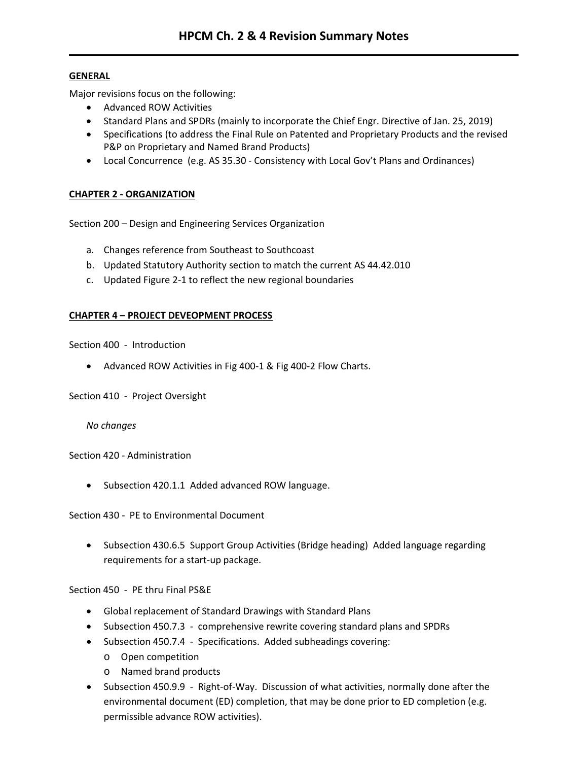# HPCM Ch. 2 & 4 Revision Summary Notes

**GENERAL**

Major revisions focus on the following:

- Advanced ROW Activities
- Standard Plans and SPDRs (mainly to incorporate the Chief Engr. Directive of Jan. 25, 2019)
- Specifications (to address the Final Rule on Patented and Proprietary Products and the revised P&P on Proprietary and Named Brand Products)
- Local Concurrence (e.g. AS 35.30 - Consistency with Local Gov't Plans and Ordinances)

**CHAPTER 2 - ORGANIZATION**

Section 200 – Design and Engineering Services Organization

a. Changes reference from Southeast to Southcoast
b. Updated Statutory Authority section to match the current AS 44.42.010
c. Updated Figure 2-1 to reflect the new regional boundaries

**CHAPTER 4 – PROJECT DEVEOPMENT PROCESS**

Section 400 - Introduction

- Advanced ROW Activities in Fig 400-1 & Fig 400-2 Flow Charts.

Section 410 - Project Oversight

*No changes*

Section 420 - Administration

- Subsection 420.1.1 Added advanced ROW language.

Section 430 - PE to Environmental Document

- Subsection 430.6.5 Support Group Activities (Bridge heading) Added language regarding requirements for a start-up package.

Section 450 - PE thru Final PS&E

- Global replacement of Standard Drawings with Standard Plans
- Subsection 450.7.3 - comprehensive rewrite covering standard plans and SPDRs
- Subsection 450.7.4 - Specifications. Added subheadings covering:
  - Open competition
  - Named brand products
- Subsection 450.9.9 - Right-of-Way. Discussion of what activities, normally done after the environmental document (ED) completion, that may be done prior to ED completion (e.g. permissible advance ROW activities).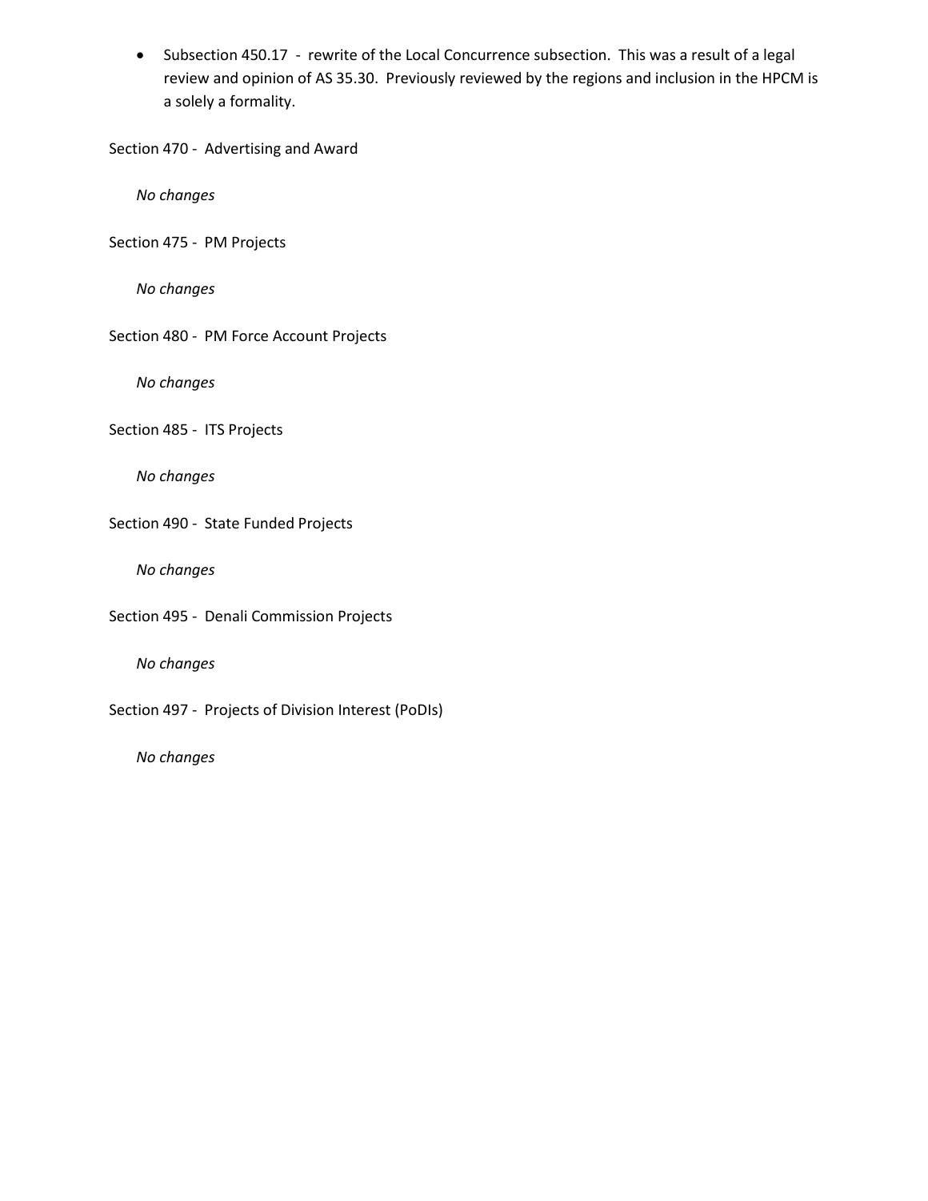- Subsection 450.17 - rewrite of the Local Concurrence subsection. This was a result of a legal review and opinion of AS 35.30. Previously reviewed by the regions and inclusion in the HPCM is a solely a formality.

Section 470 - Advertising and Award

*No changes*

Section 475 - PM Projects

*No changes*

Section 480 - PM Force Account Projects

*No changes*

Section 485 - ITS Projects

*No changes*

Section 490 - State Funded Projects

*No changes*

Section 495 - Denali Commission Projects

*No changes*

Section 497 - Projects of Division Interest (PoDIs)

*No changes*